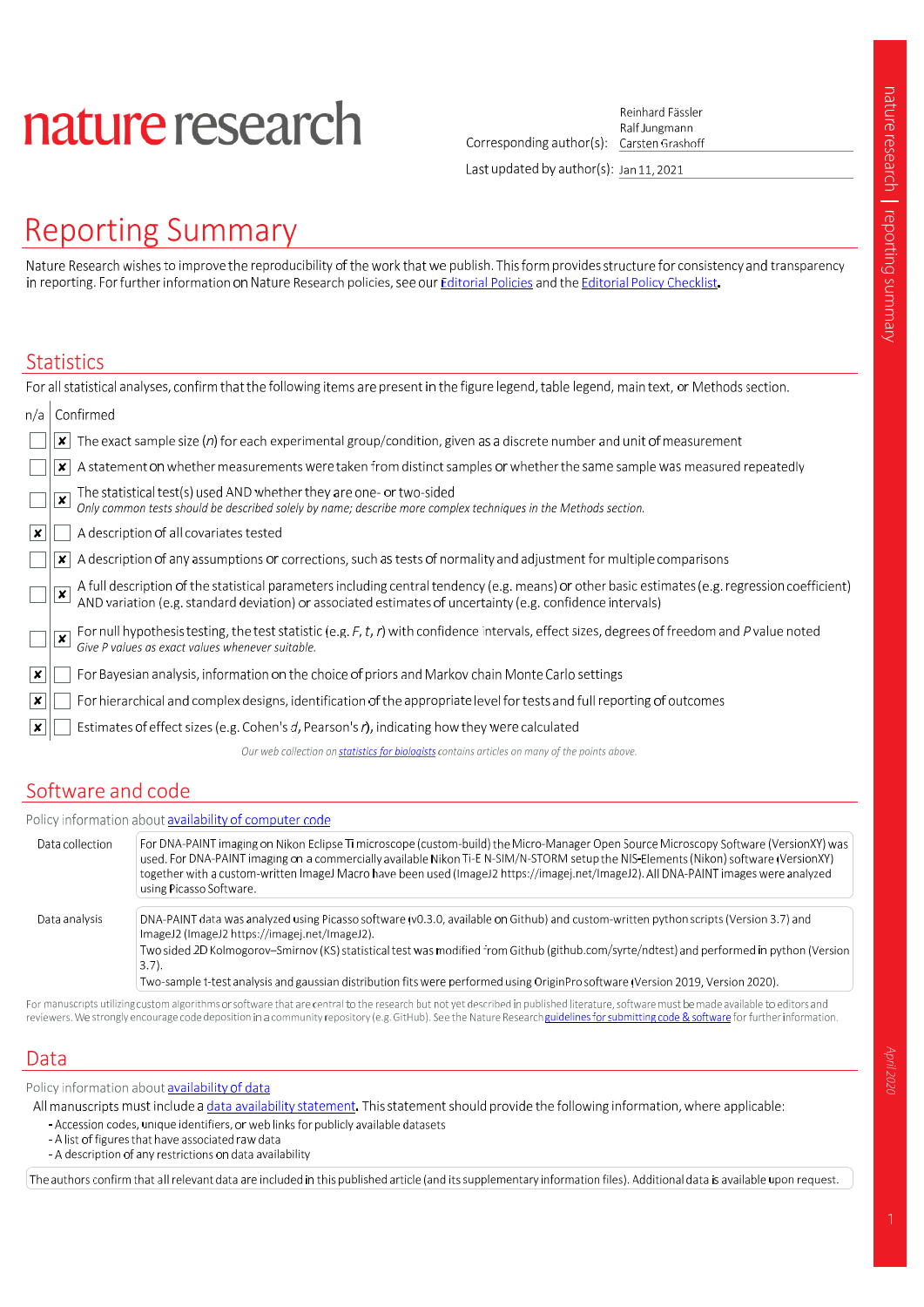# nature research

Corresponding author(s): Reinhard Fässler, Ralf Jungmann, Carsten Grashoff

Last updated by author(s): Jan 11, 2021

# Reporting Summary

Nature Research wishes to improve the reproducibility of the work that we publish. This form provides structure for consistency and transparency in reporting. For further information on Nature Research policies, see our Editorial Policies and the Editorial Policy Checklist.

## Statistics

For all statistical analyses, confirm that the following items are present in the figure legend, table legend, main text, or Methods section.

| n/a | Confirmed | |
|---|---|---|
| [ ] | [x] | The exact sample size ($n$) for each experimental group/condition, given as a discrete number and unit of measurement |
| [ ] | [x] | A statement on whether measurements were taken from distinct samples or whether the same sample was measured repeatedly |
| [ ] | [x] | The statistical test(s) used AND whether they are one- or two-sided *Only common tests should be described solely by name; describe more complex techniques in the Methods section.* |
| [x] | [ ] | A description of all covariates tested |
| [ ] | [x] | A description of any assumptions or corrections, such as tests of normality and adjustment for multiple comparisons |
| [ ] | [x] | A full description of the statistical parameters including central tendency (e.g. means) or other basic estimates (e.g. regression coefficient) AND variation (e.g. standard deviation) or associated estimates of uncertainty (e.g. confidence intervals) |
| [ ] | [x] | For null hypothesis testing, the test statistic (e.g. $F$, $t$, $r$) with confidence intervals, effect sizes, degrees of freedom and $P$ value noted *Give P values as exact values whenever suitable.* |
| [x] | [ ] | For Bayesian analysis, information on the choice of priors and Markov chain Monte Carlo settings |
| [x] | [ ] | For hierarchical and complex designs, identification of the appropriate level for tests and full reporting of outcomes |
| [x] | [ ] | Estimates of effect sizes (e.g. Cohen's $d$, Pearson's $r$), indicating how they were calculated |

*Our web collection on statistics for biologists contains articles on many of the points above.*

## Software and code

Policy information about availability of computer code

| | |
|---|---|
| Data collection | For DNA-PAINT imaging on Nikon Eclipse Ti microscope (custom-build) the Micro-Manager Open Source Microscopy Software (VersionXY) was used. For DNA-PAINT imaging on a commercially available Nikon Ti-E N-SIM/N-STORM setup the NIS-Elements (Nikon) software (VersionXY) together with a custom-written ImageJ Macro have been used (ImageJ2 https://imagej.net/ImageJ2). All DNA-PAINT images were analyzed using Picasso Software. |
| Data analysis | DNA-PAINT data was analyzed using Picasso software (v0.3.0, available on Github) and custom-written python scripts (Version 3.7) and ImageJ2 (ImageJ2 https://imagej.net/ImageJ2).<br>Two sided 2D Kolmogorov–Smirnov (KS) statistical test was modified from Github (github.com/syrte/ndtest) and performed in python (Version 3.7).<br>Two-sample t-test analysis and gaussian distribution fits were performed using OriginPro software (Version 2019, Version 2020). |

For manuscripts utilizing custom algorithms or software that are central to the research but not yet described in published literature, software must be made available to editors and reviewers. We strongly encourage code deposition in a community repository (e.g. GitHub). See the Nature Research guidelines for submitting code & software for further information.

## Data

Policy information about availability of data

All manuscripts must include a data availability statement. This statement should provide the following information, where applicable:

- Accession codes, unique identifiers, or web links for publicly available datasets
- A list of figures that have associated raw data
- A description of any restrictions on data availability

The authors confirm that all relevant data are included in this published article (and its supplementary information files). Additional data is available upon request.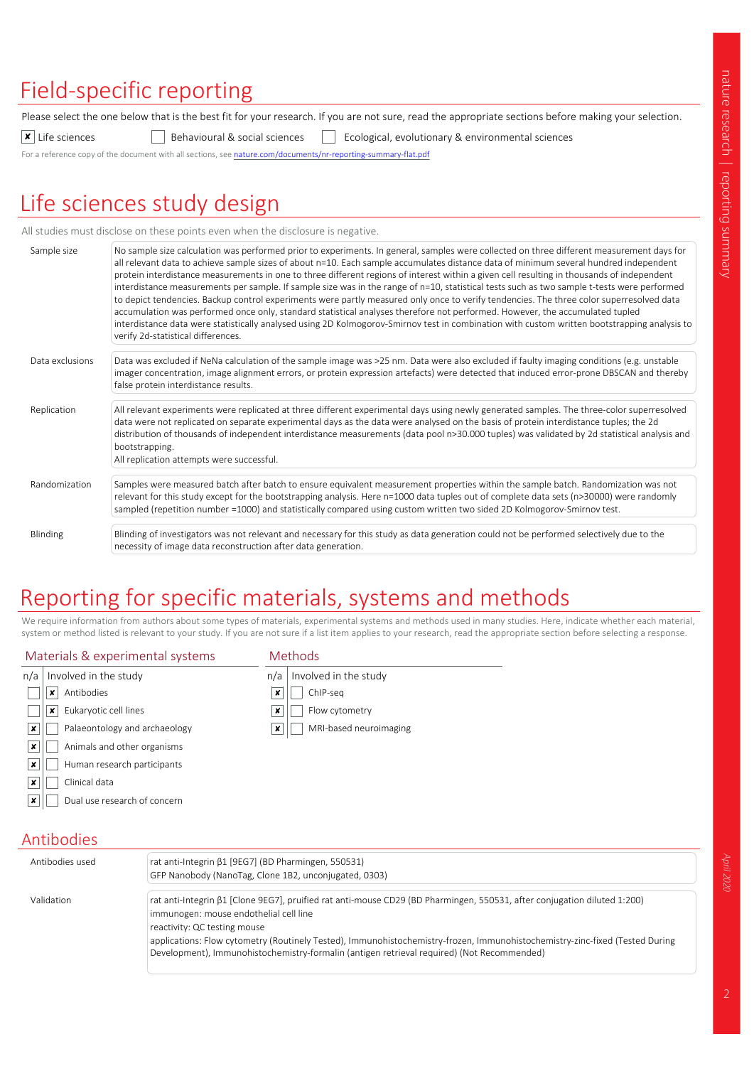# Field-specific reporting

Please select the one below that is the best fit for your research. If you are not sure, read the appropriate sections before making your selection.

[x] Life sciences  [ ] Behavioural & social sciences  [ ] Ecological, evolutionary & environmental sciences

For a reference copy of the document with all sections, see nature.com/documents/nr-reporting-summary-flat.pdf

# Life sciences study design

All studies must disclose on these points even when the disclosure is negative.

| | |
|---|---|
| Sample size | No sample size calculation was performed prior to experiments. In general, samples were collected on three different measurement days for all relevant data to achieve sample sizes of about n=10. Each sample accumulates distance data of minimum several hundred independent protein interdistance measurements in one to three different regions of interest within a given cell resulting in thousands of independent interdistance measurements per sample. If sample size was in the range of n=10, statistical tests such as two sample t-tests were performed to depict tendencies. Backup control experiments were partly measured only once to verify tendencies. The three color superresolved data accumulation was performed once only, standard statistical analyses therefore not performed. However, the accumulated tupled interdistance data were statistically analysed using 2D Kolmogorov-Smirnov test in combination with custom written bootstrapping analysis to verify 2d-statistical differences. |
| Data exclusions | Data was excluded if NeNa calculation of the sample image was >25 nm. Data were also excluded if faulty imaging conditions (e.g. unstable imager concentration, image alignment errors, or protein expression artefacts) were detected that induced error-prone DBSCAN and thereby false protein interdistance results. |
| Replication | All relevant experiments were replicated at three different experimental days using newly generated samples. The three-color superresolved data were not replicated on separate experimental days as the data were analysed on the basis of protein interdistance tuples; the 2d distribution of thousands of independent interdistance measurements (data pool n>30.000 tuples) was validated by 2d statistical analysis and bootstrapping.<br>All replication attempts were successful. |
| Randomization | Samples were measured batch after batch to ensure equivalent measurement properties within the sample batch. Randomization was not relevant for this study except for the bootstrapping analysis. Here n=1000 data tuples out of complete data sets (n>30000) were randomly sampled (repetition number =1000) and statistically compared using custom written two sided 2D Kolmogorov-Smirnov test. |
| Blinding | Blinding of investigators was not relevant and necessary for this study as data generation could not be performed selectively due to the necessity of image data reconstruction after data generation. |

# Reporting for specific materials, systems and methods

We require information from authors about some types of materials, experimental systems and methods used in many studies. Here, indicate whether each material, system or method listed is relevant to your study. If you are not sure if a list item applies to your research, read the appropriate section before selecting a response.

| Materials & experimental systems | | |
|---|---|---|
| n/a | Involved in the study | |
| [ ] | [x] | Antibodies |
| [ ] | [x] | Eukaryotic cell lines |
| [x] | [ ] | Palaeontology and archaeology |
| [x] | [ ] | Animals and other organisms |
| [x] | [ ] | Human research participants |
| [x] | [ ] | Clinical data |
| [x] | [ ] | Dual use research of concern |

| Methods | | |
|---|---|---|
| n/a | Involved in the study | |
| [x] | [ ] | ChIP-seq |
| [x] | [ ] | Flow cytometry |
| [x] | [ ] | MRI-based neuroimaging |

## Antibodies

| | |
|---|---|
| Antibodies used | rat anti-Integrin β1 [9EG7] (BD Pharmingen, 550531)<br>GFP Nanobody (NanoTag, Clone 1B2, unconjugated, 0303) |
| Validation | rat anti-Integrin β1 [Clone 9EG7], pruified rat anti-mouse CD29 (BD Pharmingen, 550531, after conjugation diluted 1:200)<br>immunogen: mouse endothelial cell line<br>reactivity: QC testing mouse<br>applications: Flow cytometry (Routinely Tested), Immunohistochemistry-frozen, Immunohistochemistry-zinc-fixed (Tested During Development), Immunohistochemistry-formalin (antigen retrieval required) (Not Recommended) |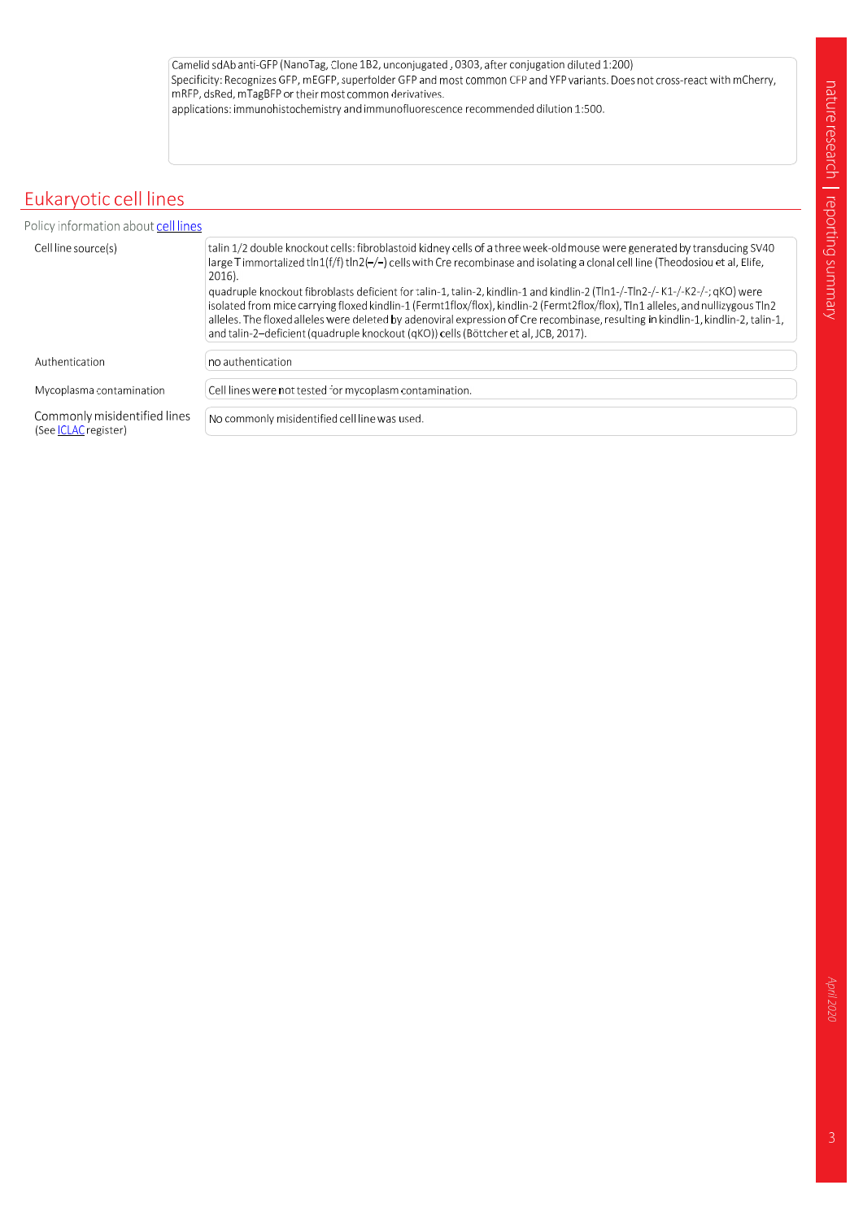Camelid sdAb anti-GFP (NanoTag, Clone 1B2, unconjugated , 0303, after conjugation diluted 1:200)
Specificity: Recognizes GFP, mEGFP, superfolder GFP and most common CFP and YFP variants. Does not cross-react with mCherry, mRFP, dsRed, mTagBFP or their most common derivatives.
applications: immunohistochemistry and immunofluorescence recommended dilution 1:500.

## Eukaryotic cell lines

Policy information about cell lines

| | |
|---|---|
| Cell line source(s) | talin 1/2 double knockout cells: fibroblastoid kidney cells of a three week-old mouse were generated by transducing SV40 large T immortalized tln1(f/f) tln2(−/−) cells with Cre recombinase and isolating a clonal cell line (Theodosiou et al, Elife, 2016).<br>quadruple knockout fibroblasts deficient for talin-1, talin-2, kindlin-1 and kindlin-2 (Tln1-/-Tln2-/- K1-/-K2-/-; qKO) were isolated from mice carrying floxed kindlin-1 (Fermt1flox/flox), kindlin-2 (Fermt2flox/flox), Tln1 alleles, and nullizygous Tln2 alleles. The floxed alleles were deleted by adenoviral expression of Cre recombinase, resulting in kindlin-1, kindlin-2, talin-1, and talin-2–deficient (quadruple knockout (qKO)) cells (Böttcher et al, JCB, 2017). |
| Authentication | no authentication |
| Mycoplasma contamination | Cell lines were not tested for mycoplasm contamination. |
| Commonly misidentified lines (See ICLAC register) | No commonly misidentified cell line was used. |